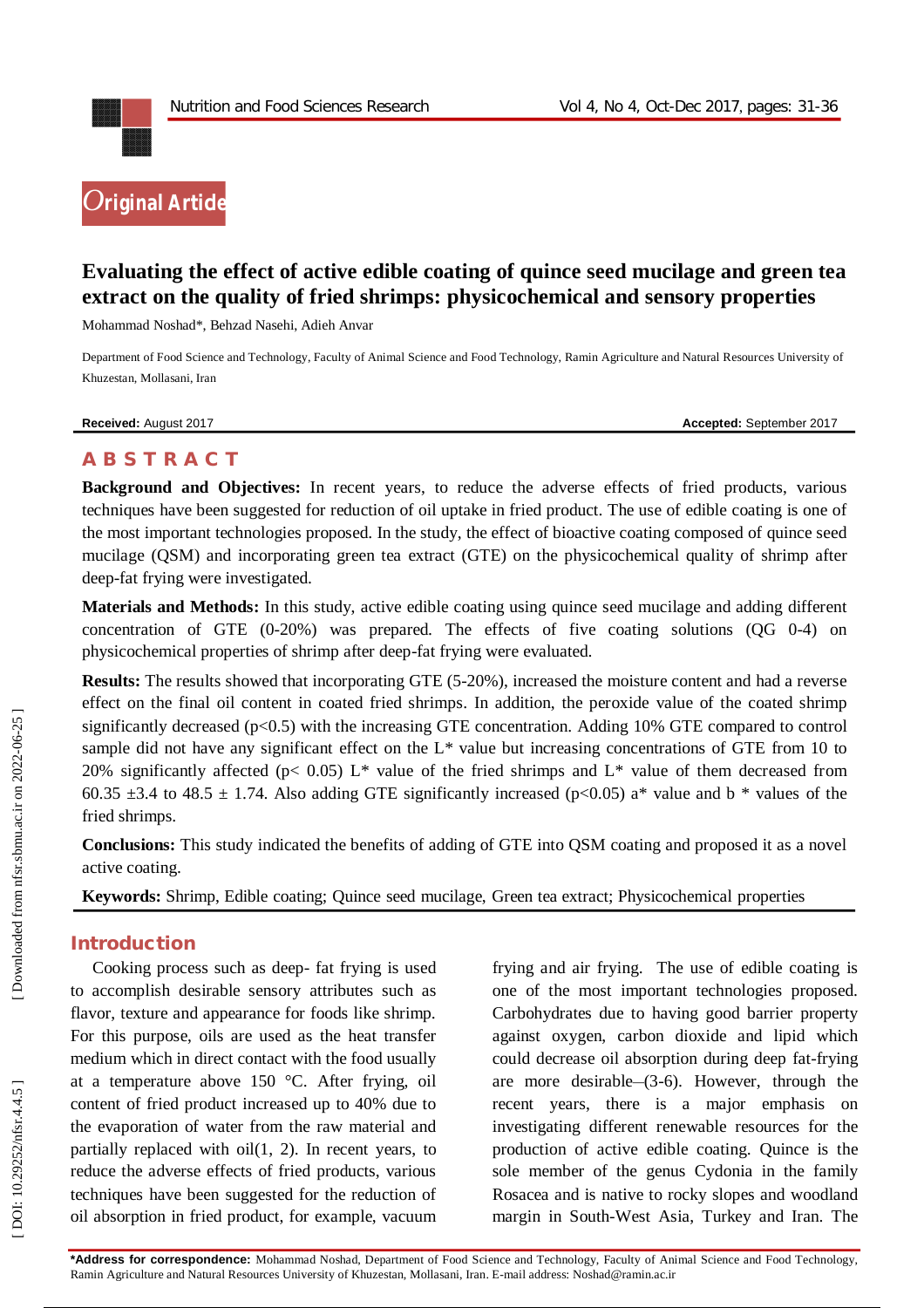Original Article

# Evaluating the effect of active edible coating of quince seed mucilage and green tea extract on the quality of fried shrimps: physicochemical and sensory properties

Mohammad Noshad*, Behzad Nasehi, Adieh Anvar

Department of Food Science and Technology, Faculty of Animal Science and Food Technology, Ramin Agriculture and Natural Resources University of Khuzestan, Mollasani, Iran

**Received:** August 2017 **Accepted:** September 2017

## ABSTRACT

**Background and Objectives:** In recent years, to reduce the adverse effects of fried products, various techniques have been suggested for reduction of oil uptake in fried product. The use of edible coating is one of the most important technologies proposed. In the study, the effect of bioactive coating composed of quince seed mucilage (QSM) and incorporating green tea extract (GTE) on the physicochemical quality of shrimp after deep-fat frying were investigated.

**Materials and Methods:** In this study, active edible coating using quince seed mucilage and adding different concentration of GTE (0-20%) was prepared. The effects of five coating solutions (QG 0-4) on physicochemical properties of shrimp after deep-fat frying were evaluated.

**Results:** The results showed that incorporating GTE (5-20%), increased the moisture content and had a reverse effect on the final oil content in coated fried shrimps. In addition, the peroxide value of the coated shrimp significantly decreased ($p<0.5$) with the increasing GTE concentration. Adding 10% GTE compared to control sample did not have any significant effect on the L* value but increasing concentrations of GTE from 10 to 20% significantly affected ($p< 0.05$) L* value of the fried shrimps and L* value of them decreased from 60.35 ±3.4 to 48.5 ± 1.74. Also adding GTE significantly increased ($p<0.05$) a* value and b * values of the fried shrimps.

**Conclusions:** This study indicated the benefits of adding of GTE into QSM coating and proposed it as a novel active coating.

**Keywords:** Shrimp, Edible coating; Quince seed mucilage, Green tea extract; Physicochemical properties

## Introduction

Cooking process such as deep- fat frying is used to accomplish desirable sensory attributes such as flavor, texture and appearance for foods like shrimp. For this purpose, oils are used as the heat transfer medium which in direct contact with the food usually at a temperature above 150 °C. After frying, oil content of fried product increased up to 40% due to the evaporation of water from the raw material and partially replaced with oil(1, 2). In recent years, to reduce the adverse effects of fried products, various techniques have been suggested for the reduction of oil absorption in fried product, for example, vacuum frying and air frying. The use of edible coating is one of the most important technologies proposed. Carbohydrates due to having good barrier property against oxygen, carbon dioxide and lipid which could decrease oil absorption during deep fat-frying are more desirable–(3-6). However, through the recent years, there is a major emphasis on investigating different renewable resources for the production of active edible coating. Quince is the sole member of the genus Cydonia in the family Rosacea and is native to rocky slopes and woodland margin in South-West Asia, Turkey and Iran. The

**\*Address for correspondence:** Mohammad Noshad, Department of Food Science and Technology, Faculty of Animal Science and Food Technology, Ramin Agriculture and Natural Resources University of Khuzestan, Mollasani, Iran. E-mail address: Noshad@ramin.ac.ir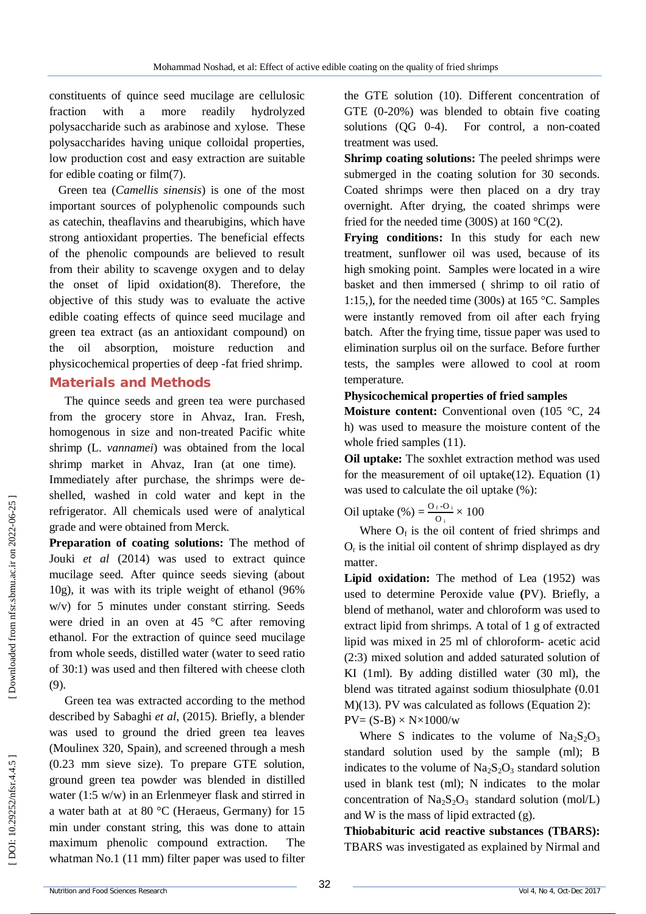constituents of quince seed mucilage are cellulosic fraction with a more readily hydrolyzed polysaccharide such as arabinose and xylose. These polysaccharides having unique colloidal properties, low production cost and easy extraction are suitable for edible coating or film(7).

Green tea (*Camellis sinensis*) is one of the most important sources of polyphenolic compounds such as catechin, theaflavins and thearubigins, which have strong antioxidant properties. The beneficial effects of the phenolic compounds are believed to result from their ability to scavenge oxygen and to delay the onset of lipid oxidation(8). Therefore, the objective of this study was to evaluate the active edible coating effects of quince seed mucilage and green tea extract (as an antioxidant compound) on the oil absorption, moisture reduction and physicochemical properties of deep -fat fried shrimp.

## Materials and Methods

The quince seeds and green tea were purchased from the grocery store in Ahvaz, Iran. Fresh, homogenous in size and non-treated Pacific white shrimp (L. *vannamei*) was obtained from the local shrimp market in Ahvaz, Iran (at one time). Immediately after purchase, the shrimps were de-shelled, washed in cold water and kept in the refrigerator. All chemicals used were of analytical grade and were obtained from Merck.

**Preparation of coating solutions:** The method of Jouki *et al* (2014) was used to extract quince mucilage seed. After quince seeds sieving (about 10g), it was with its triple weight of ethanol (96% w/v) for 5 minutes under constant stirring. Seeds were dried in an oven at 45 °C after removing ethanol. For the extraction of quince seed mucilage from whole seeds, distilled water (water to seed ratio of 30:1) was used and then filtered with cheese cloth (9).

Green tea was extracted according to the method described by Sabaghi *et al*, (2015). Briefly, a blender was used to ground the dried green tea leaves (Moulinex 320, Spain), and screened through a mesh (0.23 mm sieve size). To prepare GTE solution, ground green tea powder was blended in distilled water (1:5 w/w) in an Erlenmeyer flask and stirred in a water bath at at 80 °C (Heraeus, Germany) for 15 min under constant string, this was done to attain maximum phenolic compound extraction. The whatman No.1 (11 mm) filter paper was used to filter the GTE solution (10). Different concentration of GTE (0-20%) was blended to obtain five coating solutions (QG 0-4). For control, a non-coated treatment was used.

**Shrimp coating solutions:** The peeled shrimps were submerged in the coating solution for 30 seconds. Coated shrimps were then placed on a dry tray overnight. After drying, the coated shrimps were fried for the needed time (300S) at 160 °C(2).

**Frying conditions:** In this study for each new treatment, sunflower oil was used, because of its high smoking point. Samples were located in a wire basket and then immersed ( shrimp to oil ratio of 1:15,), for the needed time (300s) at 165 °C. Samples were instantly removed from oil after each frying batch. After the frying time, tissue paper was used to elimination surplus oil on the surface. Before further tests, the samples were allowed to cool at room temperature.

**Physicochemical properties of fried samples**

**Moisture content:** Conventional oven (105 °C, 24 h) was used to measure the moisture content of the whole fried samples (11).

**Oil uptake:** The soxhlet extraction method was used for the measurement of oil uptake(12). Equation (1) was used to calculate the oil uptake (%):

$$\text{Oil uptake (\%)} = \frac{O_f - O_i}{O_i} \times 100$$

Where $O_f$ is the oil content of fried shrimps and $O_r$ is the initial oil content of shrimp displayed as dry matter.

**Lipid oxidation:** The method of Lea (1952) was used to determine Peroxide value **(**PV). Briefly, a blend of methanol, water and chloroform was used to extract lipid from shrimps. A total of 1 g of extracted lipid was mixed in 25 ml of chloroform- acetic acid (2:3) mixed solution and added saturated solution of KI (1ml). By adding distilled water (30 ml), the blend was titrated against sodium thiosulphate (0.01 M)(13). PV was calculated as follows (Equation 2):

$$PV = (S-B) \times N \times 1000/w$$

Where S indicates to the volume of $Na_2S_2O_3$ standard solution used by the sample (ml); B indicates to the volume of $Na_2S_2O_3$ standard solution used in blank test (ml); N indicates to the molar concentration of $Na_2S_2O_3$ standard solution (mol/L) and W is the mass of lipid extracted (g).

**Thiobabituric acid reactive substances (TBARS):** TBARS was investigated as explained by Nirmal and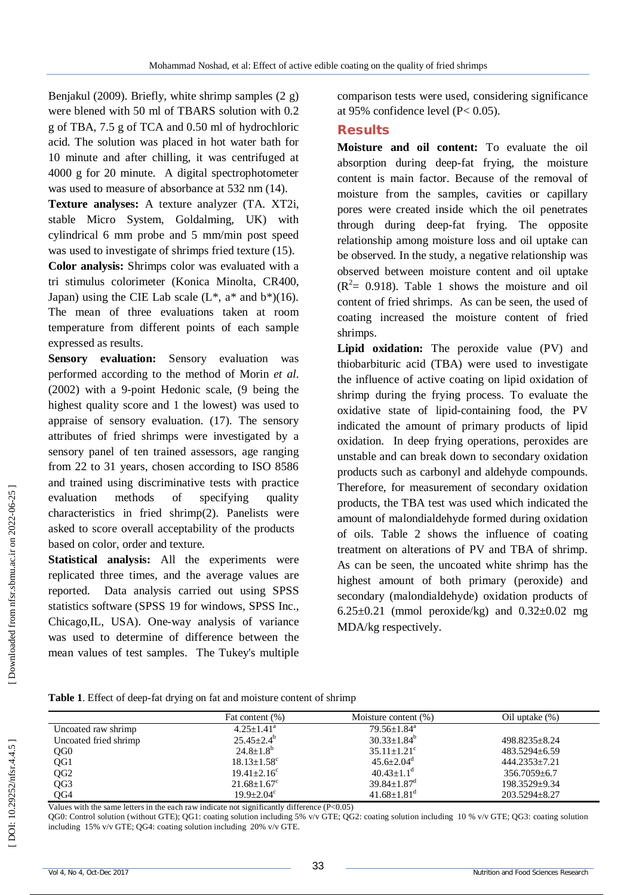Benjakul (2009). Briefly, white shrimp samples (2 g) were blended with 50 ml of TBARS solution with 0.2 g of TBA, 7.5 g of TCA and 0.50 ml of hydrochloric acid. The solution was placed in hot water bath for 10 minute and after chilling, it was centrifuged at 4000 g for 20 minute. A digital spectrophotometer was used to measure of absorbance at 532 nm (14).

**Texture analyses:** A texture analyzer (TA. XT2i, stable Micro System, Goldalming, UK) with cylindrical 6 mm probe and 5 mm/min post speed was used to investigate of shrimps fried texture (15).

**Color analysis:** Shrimps color was evaluated with a tri stimulus colorimeter (Konica Minolta, CR400, Japan) using the CIE Lab scale (L*, a* and b*)(16). The mean of three evaluations taken at room temperature from different points of each sample expressed as results.

**Sensory evaluation:** Sensory evaluation was performed according to the method of Morin *et al*. (2002) with a 9-point Hedonic scale, (9 being the highest quality score and 1 the lowest) was used to appraise of sensory evaluation. (17). The sensory attributes of fried shrimps were investigated by a sensory panel of ten trained assessors, age ranging from 22 to 31 years, chosen according to ISO 8586 and trained using discriminative tests with practice evaluation methods of specifying quality characteristics in fried shrimp(2). Panelists were asked to score overall acceptability of the products based on color, order and texture.

**Statistical analysis:** All the experiments were replicated three times, and the average values are reported. Data analysis carried out using SPSS statistics software (SPSS 19 for windows, SPSS Inc., Chicago,IL, USA). One-way analysis of variance was used to determine of difference between the mean values of test samples. The Tukey's multiple comparison tests were used, considering significance at 95% confidence level ($P < 0.05$).

## Results

**Moisture and oil content:** To evaluate the oil absorption during deep-fat frying, the moisture content is main factor. Because of the removal of moisture from the samples, cavities or capillary pores were created inside which the oil penetrates through during deep-fat frying. The opposite relationship among moisture loss and oil uptake can be observed. In the study, a negative relationship was observed between moisture content and oil uptake ($R^2$= 0.918). Table 1 shows the moisture and oil content of fried shrimps. As can be seen, the used of coating increased the moisture content of fried shrimps.

**Lipid oxidation:** The peroxide value (PV) and thiobarbituric acid (TBA) were used to investigate the influence of active coating on lipid oxidation of shrimp during the frying process. To evaluate the oxidative state of lipid-containing food, the PV indicated the amount of primary products of lipid oxidation. In deep frying operations, peroxides are unstable and can break down to secondary oxidation products such as carbonyl and aldehyde compounds. Therefore, for measurement of secondary oxidation products, the TBA test was used which indicated the amount of malondialdehyde formed during oxidation of oils. Table 2 shows the influence of coating treatment on alterations of PV and TBA of shrimp. As can be seen, the uncoated white shrimp has the highest amount of both primary (peroxide) and secondary (malondialdehyde) oxidation products of 6.25±0.21 (mmol peroxide/kg) and 0.32±0.02 mg MDA/kg respectively.

**Table 1**. Effect of deep-fat drying on fat and moisture content of shrimp

| | Fat content (%) | Moisture content (%) | Oil uptake (%) |
|---|---|---|---|
| Uncoated raw shrimp | 4.25±1.41[a] | 79.56±1.84[a] | |
| Uncoated fried shrimp | 25.45±2.4[b] | 30.33±1.84[b] | 498.8235±8.24 |
| QG0 | 24.8±1.8[b] | 35.11±1.21[c] | 483.5294±6.59 |
| QG1 | 18.13±1.58[c] | 45.6±2.04[d] | 444.2353±7.21 |
| QG2 | 19.41±2.16[c] | 40.43±1.1[d] | 356.7059±6.7 |
| QG3 | 21.68±1.67[c] | 39.84±1.87[d] | 198.3529±9.34 |
| QG4 | 19.9±2.04[c] | 41.68±1.81[d] | 203.5294±8.27 |

Values with the same letters in the each raw indicate not significantly difference ($P<0.05$)

QG0: Control solution (without GTE); QG1: coating solution including 5% v/v GTE; QG2: coating solution including 10 % v/v GTE; QG3: coating solution including 15% v/v GTE; QG4: coating solution including 20% v/v GTE.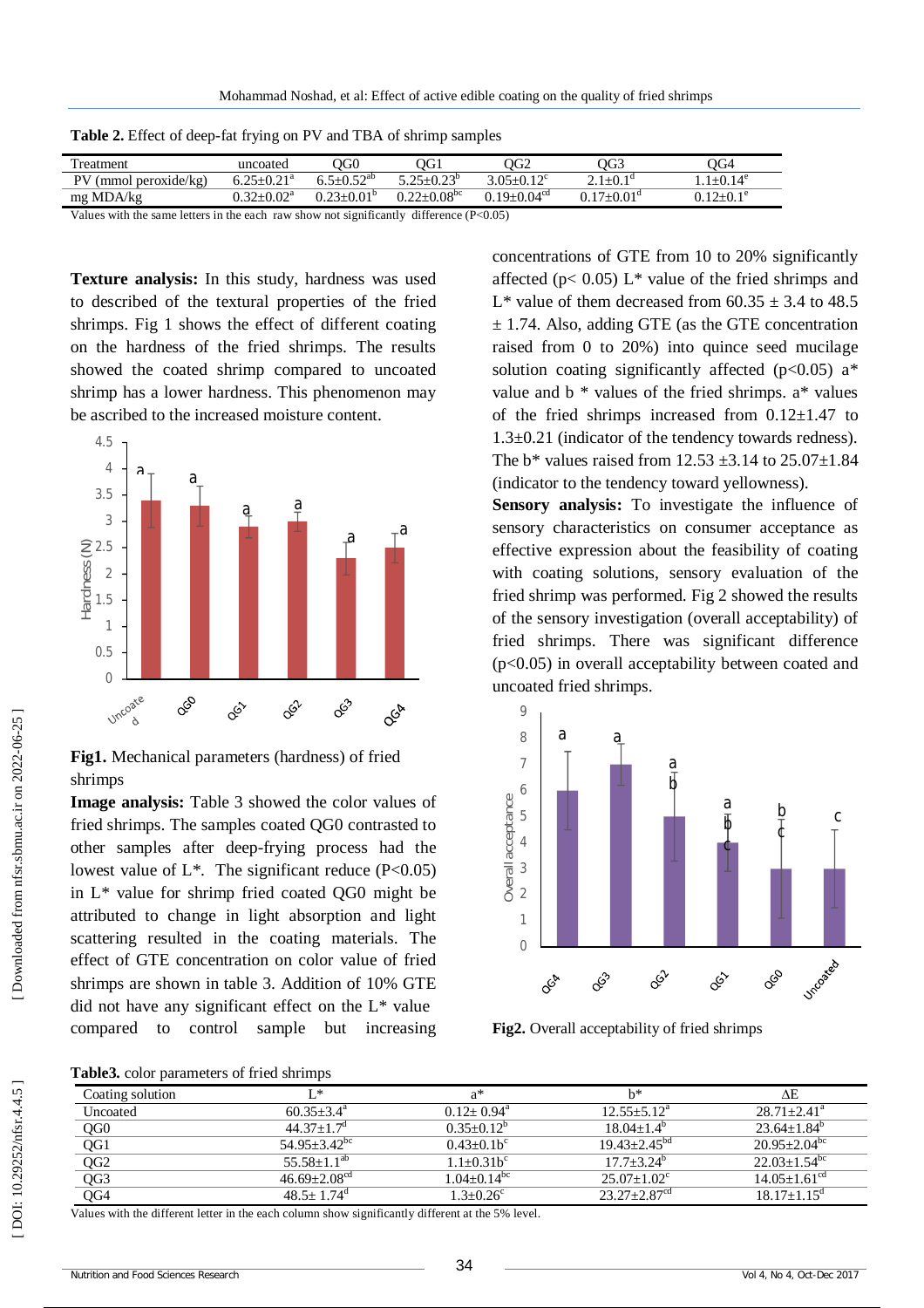**Table 2.** Effect of deep-fat frying on PV and TBA of shrimp samples

| Treatment | uncoated | QG0 | QG1 | QG2 | QG3 | QG4 |
|---|---|---|---|---|---|---|
| PV (mmol peroxide/kg) | 6.25±0.21ᵃ | 6.5±0.52ᵃᵇ | 5.25±0.23ᵇ | 3.05±0.12ᶜ | 2.1±0.1ᵈ | 1.1±0.14ᵉ |
| mg MDA/kg | 0.32±0.02ᵃ | 0.23±0.01ᵇ | 0.22±0.08ᵇᶜ | 0.19±0.04ᶜᵈ | 0.17±0.01ᵈ | 0.12±0.1ᵉ |

Values with the same letters in the each raw show not significantly difference (P<0.05)

**Texture analysis:** In this study, hardness was used to described of the textural properties of the fried shrimps. Fig 1 shows the effect of different coating on the hardness of the fried shrimps. The results showed the coated shrimp compared to uncoated shrimp has a lower hardness. This phenomenon may be ascribed to the increased moisture content.

**Fig1.** Mechanical parameters (hardness) of fried shrimps

**Image analysis:** Table 3 showed the color values of fried shrimps. The samples coated QG0 contrasted to other samples after deep-frying process had the lowest value of L*. The significant reduce ($P<0.05$) in L* value for shrimp fried coated QG0 might be attributed to change in light absorption and light scattering resulted in the coating materials. The effect of GTE concentration on color value of fried shrimps are shown in table 3. Addition of 10% GTE did not have any significant effect on the L* value compared to control sample but increasing concentrations of GTE from 10 to 20% significantly affected ($p< 0.05$) L* value of the fried shrimps and L* value of them decreased from 60.35 ± 3.4 to 48.5 ± 1.74. Also, adding GTE (as the GTE concentration raised from 0 to 20%) into quince seed mucilage solution coating significantly affected ($p<0.05$) a* value and b * values of the fried shrimps. a* values of the fried shrimps increased from 0.12±1.47 to 1.3±0.21 (indicator of the tendency towards redness). The b* values raised from 12.53 ±3.14 to 25.07±1.84 (indicator to the tendency toward yellowness).

**Sensory analysis:** To investigate the influence of sensory characteristics on consumer acceptance as effective expression about the feasibility of coating with coating solutions, sensory evaluation of the fried shrimp was performed. Fig 2 showed the results of the sensory investigation (overall acceptability) of fried shrimps. There was significant difference ($p<0.05$) in overall acceptability between coated and uncoated fried shrimps.

**Fig2.** Overall acceptability of fried shrimps

**Table3.** color parameters of fried shrimps

| Coating solution | L* | a* | b* | ΔE |
|---|---|---|---|---|
| Uncoated | 60.35±3.4ᵃ | 0.12± 0.94ᵃ | 12.55±5.12ᵃ | 28.71±2.41ᵃ |
| QG0 | 44.37±1.7ᵈ | 0.35±0.12ᵇ | 18.04±1.4ᵇ | 23.64±1.84ᵇ |
| QG1 | 54.95±3.42ᵇᶜ | 0.43±0.1bᶜ | 19.43±2.45ᵇᵈ | 20.95±2.04ᵇᶜ |
| QG2 | 55.58±1.1ᵃᵇ | 1.1±0.31bᶜ | 17.7±3.24ᵇ | 22.03±1.54ᵇᶜ |
| QG3 | 46.69±2.08ᶜᵈ | 1.04±0.14ᵇᶜ | 25.07±1.02ᶜ | 14.05±1.61ᶜᵈ |
| QG4 | 48.5± 1.74ᵈ | 1.3±0.26ᶜ | 23.27±2.87ᶜᵈ | 18.17±1.15ᵈ |

Values with the different letter in the each column show significantly different at the 5% level.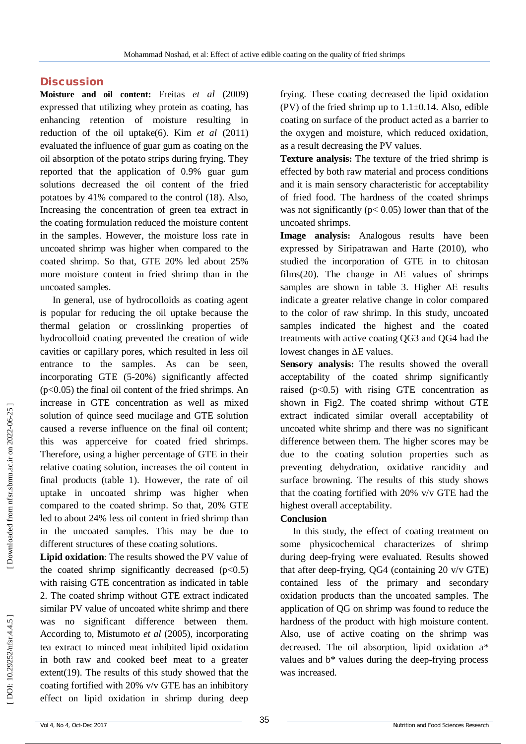## Discussion

**Moisture and oil content:** Freitas *et al* (2009) expressed that utilizing whey protein as coating, has enhancing retention of moisture resulting in reduction of the oil uptake(6). Kim *et al* (2011) evaluated the influence of guar gum as coating on the oil absorption of the potato strips during frying. They reported that the application of 0.9% guar gum solutions decreased the oil content of the fried potatoes by 41% compared to the control (18). Also, Increasing the concentration of green tea extract in the coating formulation reduced the moisture content in the samples. However, the moisture loss rate in uncoated shrimp was higher when compared to the coated shrimp. So that, GTE 20% led about 25% more moisture content in fried shrimp than in the uncoated samples.

In general, use of hydrocolloids as coating agent is popular for reducing the oil uptake because the thermal gelation or crosslinking properties of hydrocolloid coating prevented the creation of wide cavities or capillary pores, which resulted in less oil entrance to the samples. As can be seen, incorporating GTE (5-20%) significantly affected ($p<0.05$) the final oil content of the fried shrimps. An increase in GTE concentration as well as mixed solution of quince seed mucilage and GTE solution caused a reverse influence on the final oil content; this was apperceive for coated fried shrimps. Therefore, using a higher percentage of GTE in their relative coating solution, increases the oil content in final products (table 1). However, the rate of oil uptake in uncoated shrimp was higher when compared to the coated shrimp. So that, 20% GTE led to about 24% less oil content in fried shrimp than in the uncoated samples. This may be due to different structures of these coating solutions.

**Lipid oxidation**: The results showed the PV value of the coated shrimp significantly decreased ($p<0.5$) with raising GTE concentration as indicated in table 2. The coated shrimp without GTE extract indicated similar PV value of uncoated white shrimp and there was no significant difference between them. According to, Mistumoto *et al* (2005), incorporating tea extract to minced meat inhibited lipid oxidation in both raw and cooked beef meat to a greater extent(19). The results of this study showed that the coating fortified with 20% v/v GTE has an inhibitory effect on lipid oxidation in shrimp during deep frying. These coating decreased the lipid oxidation (PV) of the fried shrimp up to 1.1±0.14. Also, edible coating on surface of the product acted as a barrier to the oxygen and moisture, which reduced oxidation, as a result decreasing the PV values.

**Texture analysis:** The texture of the fried shrimp is effected by both raw material and process conditions and it is main sensory characteristic for acceptability of fried food. The hardness of the coated shrimps was not significantly ($p< 0.05$) lower than that of the uncoated shrimps.

**Image analysis:** Analogous results have been expressed by Siripatrawan and Harte (2010), who studied the incorporation of GTE in to chitosan films(20). The change in $\Delta E$ values of shrimps samples are shown in table 3. Higher $\Delta E$ results indicate a greater relative change in color compared to the color of raw shrimp. In this study, uncoated samples indicated the highest and the coated treatments with active coating QG3 and QG4 had the lowest changes in $\Delta E$ values.

**Sensory analysis:** The results showed the overall acceptability of the coated shrimp significantly raised ($p<0.5$) with rising GTE concentration as shown in Fig2. The coated shrimp without GTE extract indicated similar overall acceptability of uncoated white shrimp and there was no significant difference between them. The higher scores may be due to the coating solution properties such as preventing dehydration, oxidative rancidity and surface browning. The results of this study shows that the coating fortified with 20% v/v GTE had the highest overall acceptability.

**Conclusion**

In this study, the effect of coating treatment on some physicochemical characterizes of shrimp during deep-frying were evaluated. Results showed that after deep-frying, QG4 (containing 20 v/v GTE) contained less of the primary and secondary oxidation products than the uncoated samples. The application of QG on shrimp was found to reduce the hardness of the product with high moisture content. Also, use of active coating on the shrimp was decreased. The oil absorption, lipid oxidation a* values and b* values during the deep-frying process was increased.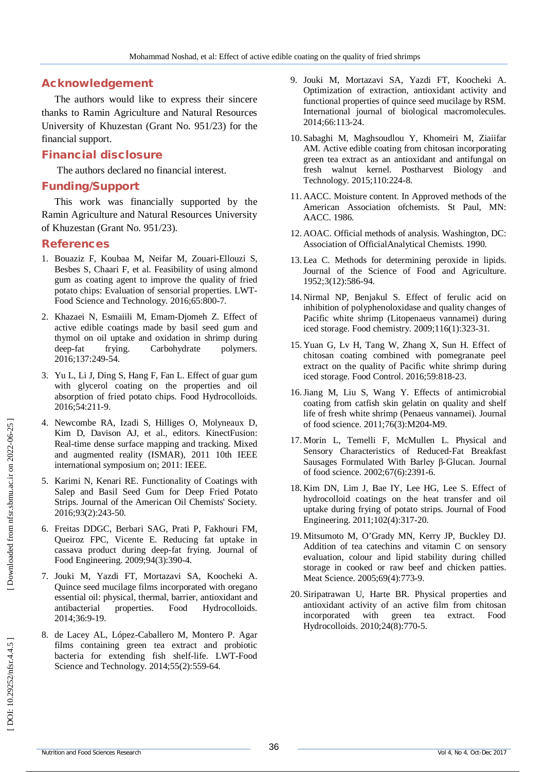## Acknowledgement

The authors would like to express their sincere thanks to Ramin Agriculture and Natural Resources University of Khuzestan (Grant No. 951/23) for the financial support.

## Financial disclosure

The authors declared no financial interest.

## Funding/Support

This work was financially supported by the Ramin Agriculture and Natural Resources University of Khuzestan (Grant No. 951/23).

## References

1. Bouaziz F, Koubaa M, Neifar M, Zouari-Ellouzi S, Besbes S, Chaari F, et al. Feasibility of using almond gum as coating agent to improve the quality of fried potato chips: Evaluation of sensorial properties. LWT-Food Science and Technology. 2016;65:800-7.
2. Khazaei N, Esmaiili M, Emam-Djomeh Z. Effect of active edible coatings made by basil seed gum and thymol on oil uptake and oxidation in shrimp during deep-fat frying. Carbohydrate polymers. 2016;137:249-54.
3. Yu L, Li J, Ding S, Hang F, Fan L. Effect of guar gum with glycerol coating on the properties and oil absorption of fried potato chips. Food Hydrocolloids. 2016;54:211-9.
4. Newcombe RA, Izadi S, Hilliges O, Molyneaux D, Kim D, Davison AJ, et al., editors. KinectFusion: Real-time dense surface mapping and tracking. Mixed and augmented reality (ISMAR), 2011 10th IEEE international symposium on; 2011: IEEE.
5. Karimi N, Kenari RE. Functionality of Coatings with Salep and Basil Seed Gum for Deep Fried Potato Strips. Journal of the American Oil Chemists' Society. 2016;93(2):243-50.
6. Freitas DDGC, Berbari SAG, Prati P, Fakhouri FM, Queiroz FPC, Vicente E. Reducing fat uptake in cassava product during deep-fat frying. Journal of Food Engineering. 2009;94(3):390-4.
7. Jouki M, Yazdi FT, Mortazavi SA, Koocheki A. Quince seed mucilage films incorporated with oregano essential oil: physical, thermal, barrier, antioxidant and antibacterial properties. Food Hydrocolloids. 2014;36:9-19.
8. de Lacey AL, López-Caballero M, Montero P. Agar films containing green tea extract and probiotic bacteria for extending fish shelf-life. LWT-Food Science and Technology. 2014;55(2):559-64.
9. Jouki M, Mortazavi SA, Yazdi FT, Koocheki A. Optimization of extraction, antioxidant activity and functional properties of quince seed mucilage by RSM. International journal of biological macromolecules. 2014;66:113-24.
10. Sabaghi M, Maghsoudlou Y, Khomeiri M, Ziaiifar AM. Active edible coating from chitosan incorporating green tea extract as an antioxidant and antifungal on fresh walnut kernel. Postharvest Biology and Technology. 2015;110:224-8.
11. AACC. Moisture content. In Approved methods of the American Association ofchemists. St Paul, MN: AACC. 1986.
12. AOAC. Official methods of analysis. Washington, DC: Association of OfficialAnalytical Chemists. 1990.
13. Lea C. Methods for determining peroxide in lipids. Journal of the Science of Food and Agriculture. 1952;3(12):586-94.
14. Nirmal NP, Benjakul S. Effect of ferulic acid on inhibition of polyphenoloxidase and quality changes of Pacific white shrimp (Litopenaeus vannamei) during iced storage. Food chemistry. 2009;116(1):323-31.
15. Yuan G, Lv H, Tang W, Zhang X, Sun H. Effect of chitosan coating combined with pomegranate peel extract on the quality of Pacific white shrimp during iced storage. Food Control. 2016;59:818-23.
16. Jiang M, Liu S, Wang Y. Effects of antimicrobial coating from catfish skin gelatin on quality and shelf life of fresh white shrimp (Penaeus vannamei). Journal of food science. 2011;76(3):M204-M9.
17. Morin L, Temelli F, McMullen L. Physical and Sensory Characteristics of Reduced-Fat Breakfast Sausages Formulated With Barley β-Glucan. Journal of food science. 2002;67(6):2391-6.
18. Kim DN, Lim J, Bae IY, Lee HG, Lee S. Effect of hydrocolloid coatings on the heat transfer and oil uptake during frying of potato strips. Journal of Food Engineering. 2011;102(4):317-20.
19. Mitsumoto M, O'Grady MN, Kerry JP, Buckley DJ. Addition of tea catechins and vitamin C on sensory evaluation, colour and lipid stability during chilled storage in cooked or raw beef and chicken patties. Meat Science. 2005;69(4):773-9.
20. Siripatrawan U, Harte BR. Physical properties and antioxidant activity of an active film from chitosan incorporated with green tea extract. Food Hydrocolloids. 2010;24(8):770-5.